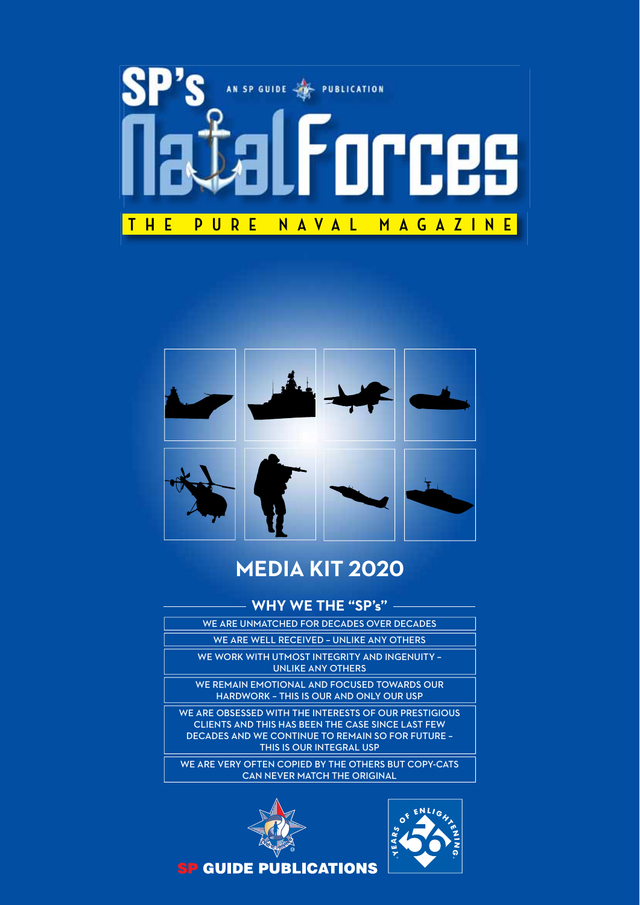# SP's Naval Forces

AN SP GUIDE PUBLICATION

THE PURE NAVAL MAGAZINE

## MEDIA KIT 2020

### WHY WE THE "SP's"

WE ARE UNMATCHED FOR DECADES OVER DECADES

WE ARE WELL RECEIVED – UNLIKE ANY OTHERS

WE WORK WITH UTMOST INTEGRITY AND INGENUITY – UNLIKE ANY OTHERS

WE REMAIN EMOTIONAL AND FOCUSED TOWARDS OUR HARDWORK – THIS IS OUR AND ONLY OUR USP

WE ARE OBSESSED WITH THE INTERESTS OF OUR PRESTIGIOUS CLIENTS AND THIS HAS BEEN THE CASE SINCE LAST FEW DECADES AND WE CONTINUE TO REMAIN SO FOR FUTURE – THIS IS OUR INTEGRAL USP

WE ARE VERY OFTEN COPIED BY THE OTHERS BUT COPY-CATS CAN NEVER MATCH THE ORIGINAL

SP GUIDE PUBLICATIONS

56 YEARS OF ENLIGHTENING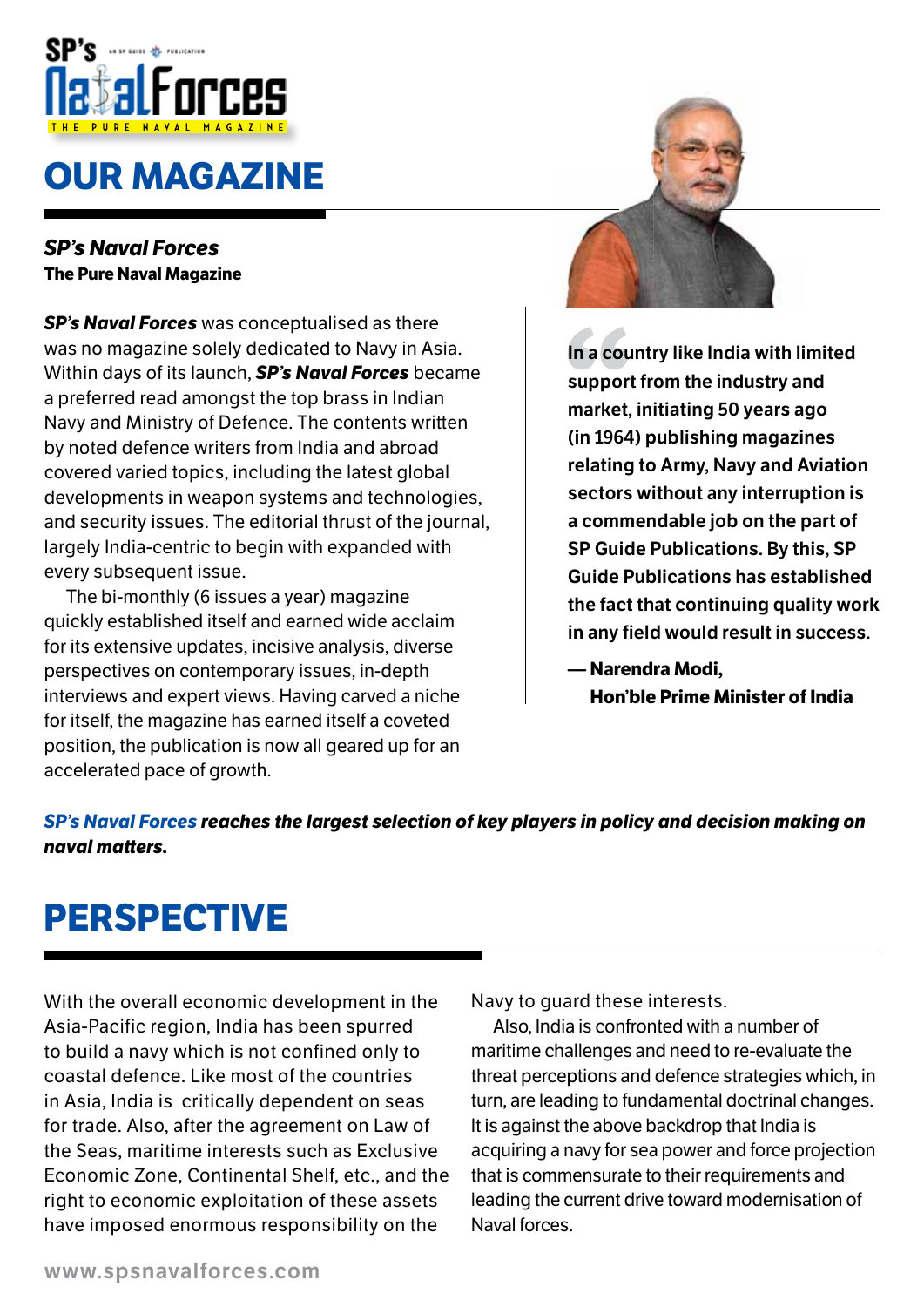# OUR MAGAZINE

***SP's Naval Forces***
**The Pure Naval Magazine**

***SP's Naval Forces*** was conceptualised as there was no magazine solely dedicated to Navy in Asia. Within days of its launch, ***SP's Naval Forces*** became a preferred read amongst the top brass in Indian Navy and Ministry of Defence. The contents written by noted defence writers from India and abroad covered varied topics, including the latest global developments in weapon systems and technologies, and security issues. The editorial thrust of the journal, largely India-centric to begin with expanded with every subsequent issue.

The bi-monthly (6 issues a year) magazine quickly established itself and earned wide acclaim for its extensive updates, incisive analysis, diverse perspectives on contemporary issues, in-depth interviews and expert views. Having carved a niche for itself, the magazine has earned itself a coveted position, the publication is now all geared up for an accelerated pace of growth.

> **"In a country like India with limited support from the industry and market, initiating 50 years ago (in 1964) publishing magazines relating to Army, Navy and Aviation sectors without any interruption is a commendable job on the part of SP Guide Publications. By this, SP Guide Publications has established the fact that continuing quality work in any field would result in success.**
>
> **— Narendra Modi,**
> **Hon'ble Prime Minister of India**

***SP's Naval Forces reaches the largest selection of key players in policy and decision making on naval matters.***

# PERSPECTIVE

With the overall economic development in the Asia-Pacific region, India has been spurred to build a navy which is not confined only to coastal defence. Like most of the countries in Asia, India is critically dependent on seas for trade. Also, after the agreement on Law of the Seas, maritime interests such as Exclusive Economic Zone, Continental Shelf, etc., and the right to economic exploitation of these assets have imposed enormous responsibility on the Navy to guard these interests.

Also, India is confronted with a number of maritime challenges and need to re-evaluate the threat perceptions and defence strategies which, in turn, are leading to fundamental doctrinal changes. It is against the above backdrop that India is acquiring a navy for sea power and force projection that is commensurate to their requirements and leading the current drive toward modernisation of Naval forces.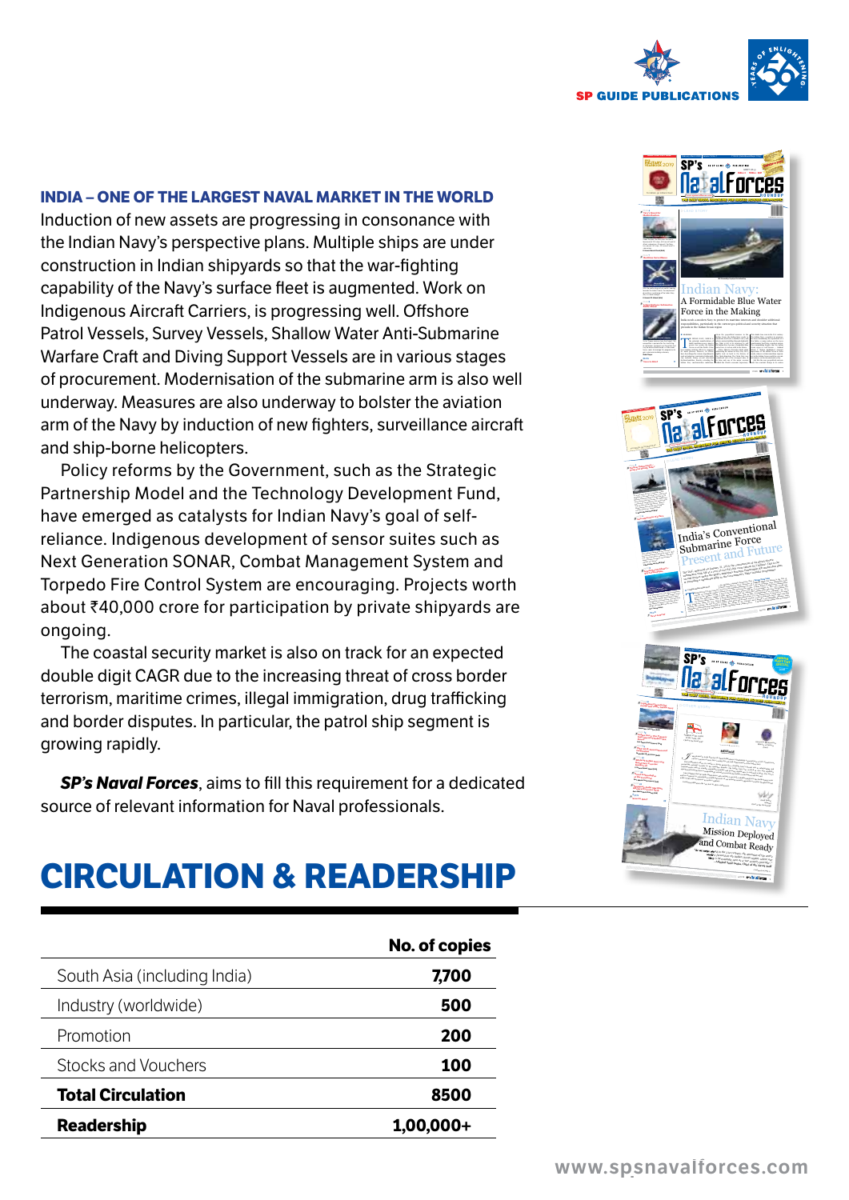### INDIA – ONE OF THE LARGEST NAVAL MARKET IN THE WORLD

Induction of new assets are progressing in consonance with the Indian Navy's perspective plans. Multiple ships are under construction in Indian shipyards so that the war-fighting capability of the Navy's surface fleet is augmented. Work on Indigenous Aircraft Carriers, is progressing well. Offshore Patrol Vessels, Survey Vessels, Shallow Water Anti-Submarine Warfare Craft and Diving Support Vessels are in various stages of procurement. Modernisation of the submarine arm is also well underway. Measures are also underway to bolster the aviation arm of the Navy by induction of new fighters, surveillance aircraft and ship-borne helicopters.

Policy reforms by the Government, such as the Strategic Partnership Model and the Technology Development Fund, have emerged as catalysts for Indian Navy's goal of self-reliance. Indigenous development of sensor suites such as Next Generation SONAR, Combat Management System and Torpedo Fire Control System are encouraging. Projects worth about ₹40,000 crore for participation by private shipyards are ongoing.

The coastal security market is also on track for an expected double digit CAGR due to the increasing threat of cross border terrorism, maritime crimes, illegal immigration, drug trafficking and border disputes. In particular, the patrol ship segment is growing rapidly.

***SP's Naval Forces***, aims to fill this requirement for a dedicated source of relevant information for Naval professionals.

# CIRCULATION & READERSHIP

| | No. of copies |
|---|---|
| South Asia (including India) | 7,700 |
| Industry (worldwide) | 500 |
| Promotion | 200 |
| Stocks and Vouchers | 100 |
| **Total Circulation** | **8500** |
| **Readership** | **1,00,000+** |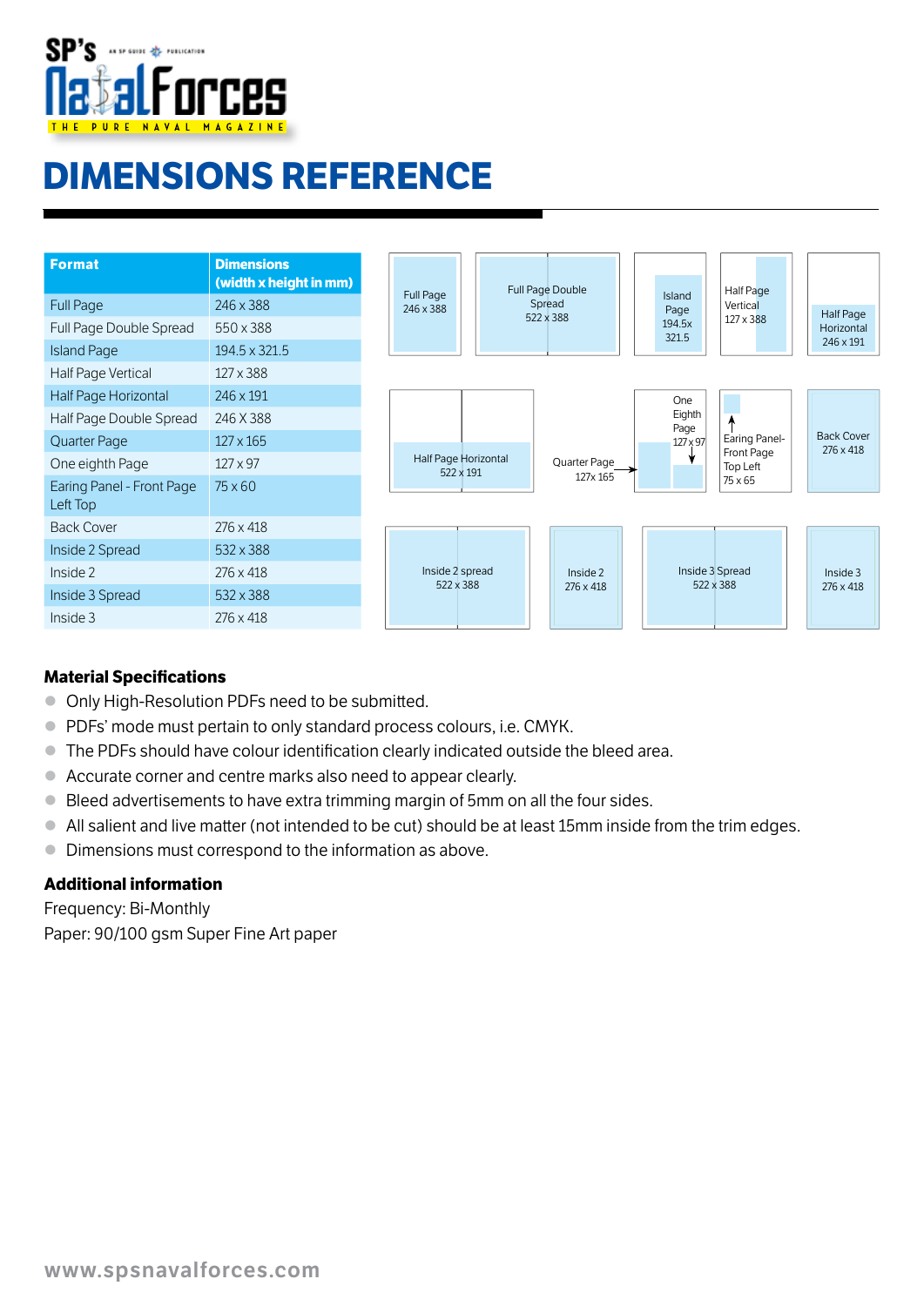# DIMENSIONS REFERENCE

| Format | Dimensions (width x height in mm) |
|---|---|
| Full Page | 246 x 388 |
| Full Page Double Spread | 550 x 388 |
| Island Page | 194.5 x 321.5 |
| Half Page Vertical | 127 x 388 |
| Half Page Horizontal | 246 x 191 |
| Half Page Double Spread | 246 X 388 |
| Quarter Page | 127 x 165 |
| One eighth Page | 127 x 97 |
| Earing Panel - Front Page Left Top | 75 x 60 |
| Back Cover | 276 x 418 |
| Inside 2 Spread | 532 x 388 |
| Inside 2 | 276 x 418 |
| Inside 3 Spread | 532 x 388 |
| Inside 3 | 276 x 418 |

Full Page 246 x 388

Full Page Double Spread 522 x 388

Island Page 194.5x 321.5

Half Page Vertical 127 x 388

Half Page Horizontal 246 x 191

Half Page Horizontal 522 x 191

Quarter Page 127x 165

One Eighth Page 127 x 97

Earing Panel-Front Page Top Left 75 x 65

Back Cover 276 x 418

Inside 2 spread 522 x 388

Inside 2 276 x 418

Inside 3 Spread 522 x 388

Inside 3 276 x 418

### Material Specifications

- Only High-Resolution PDFs need to be submitted.
- PDFs' mode must pertain to only standard process colours, i.e. CMYK.
- The PDFs should have colour identification clearly indicated outside the bleed area.
- Accurate corner and centre marks also need to appear clearly.
- Bleed advertisements to have extra trimming margin of 5mm on all the four sides.
- All salient and live matter (not intended to be cut) should be at least 15mm inside from the trim edges.
- Dimensions must correspond to the information as above.

### Additional information

Frequency: Bi-Monthly

Paper: 90/100 gsm Super Fine Art paper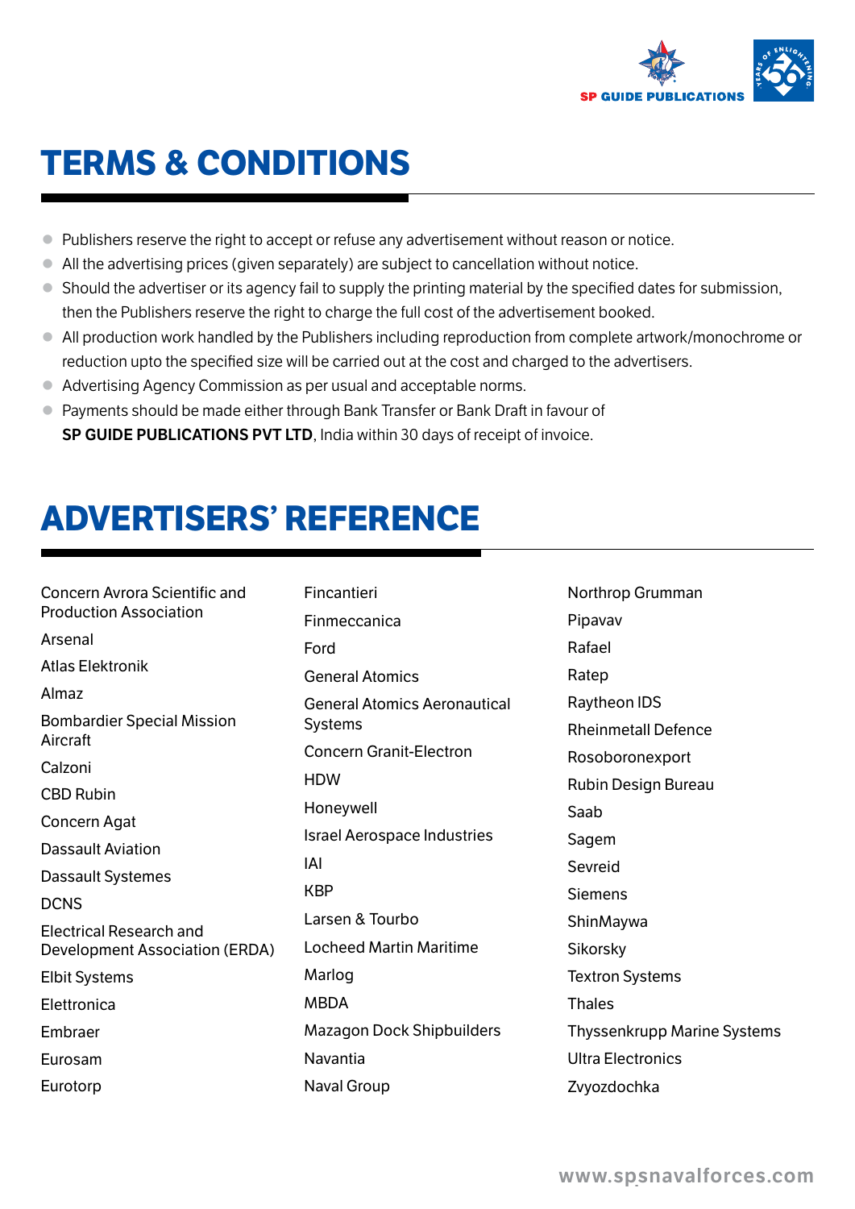# TERMS & CONDITIONS

- Publishers reserve the right to accept or refuse any advertisement without reason or notice.
- All the advertising prices (given separately) are subject to cancellation without notice.
- Should the advertiser or its agency fail to supply the printing material by the specified dates for submission, then the Publishers reserve the right to charge the full cost of the advertisement booked.
- All production work handled by the Publishers including reproduction from complete artwork/monochrome or reduction upto the specified size will be carried out at the cost and charged to the advertisers.
- Advertising Agency Commission as per usual and acceptable norms.
- Payments should be made either through Bank Transfer or Bank Draft in favour of **SP GUIDE PUBLICATIONS PVT LTD**, India within 30 days of receipt of invoice.

# ADVERTISERS' REFERENCE

Concern Avrora Scientific and Production Association
Arsenal
Atlas Elektronik
Almaz
Bombardier Special Mission Aircraft
Calzoni
CBD Rubin
Concern Agat
Dassault Aviation
Dassault Systemes
DCNS
Electrical Research and Development Association (ERDA)
Elbit Systems
Elettronica
Embraer
Eurosam
Eurotorp
Fincantieri
Finmeccanica
Ford
General Atomics
General Atomics Aeronautical Systems
Concern Granit-Electron
HDW
Honeywell
Israel Aerospace Industries
IAI
KBP
Larsen & Tourbo
Locheed Martin Maritime
Marlog
MBDA
Mazagon Dock Shipbuilders
Navantia
Naval Group
Northrop Grumman
Pipavav
Rafael
Ratep
Raytheon IDS
Rheinmetall Defence
Rosoboronexport
Rubin Design Bureau
Saab
Sagem
Sevreid
Siemens
ShinMaywa
Sikorsky
Textron Systems
Thales
Thyssenkrupp Marine Systems
Ultra Electronics
Zvyozdochka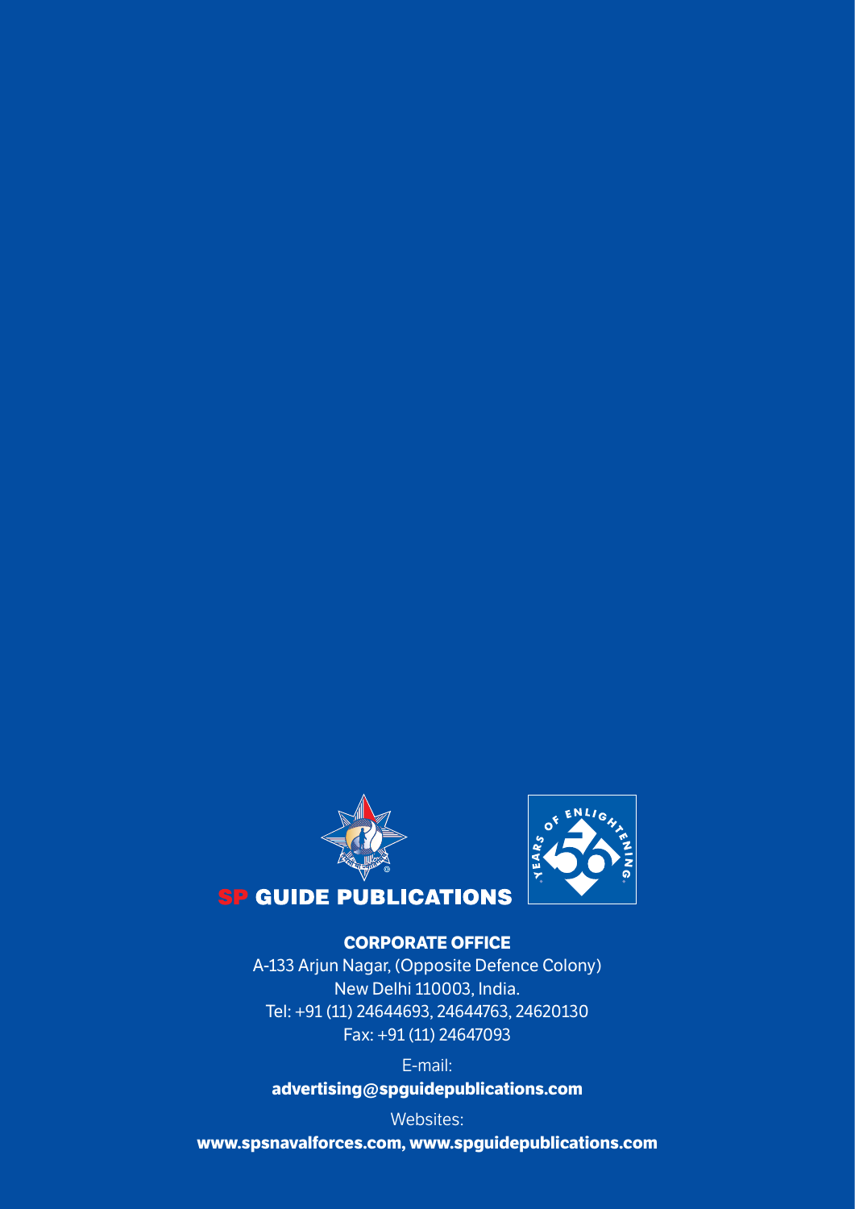**SP GUIDE PUBLICATIONS**

**CORPORATE OFFICE**

A-133 Arjun Nagar, (Opposite Defence Colony)
New Delhi 110003, India.
Tel: +91 (11) 24644693, 24644763, 24620130
Fax: +91 (11) 24647093

E-mail:
**advertising@spguidepublications.com**

Websites:
**www.spsnavalforces.com, www.spguidepublications.com**